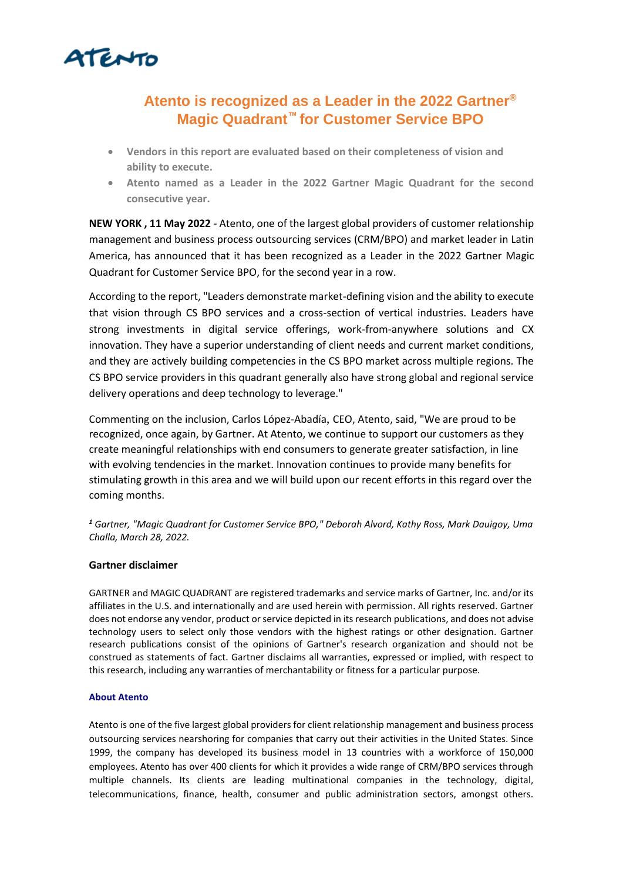ATENTO

# Atento is recognized as a Leader in the 2022 Gartner® Magic Quadrant™ for Customer Service BPO

- **Vendors in this report are evaluated based on their completeness of vision and ability to execute.**
- **Atento named as a Leader in the 2022 Gartner Magic Quadrant for the second consecutive year.**

**NEW YORK , 11 May 2022** - Atento, one of the largest global providers of customer relationship management and business process outsourcing services (CRM/BPO) and market leader in Latin America, has announced that it has been recognized as a Leader in the 2022 Gartner Magic Quadrant for Customer Service BPO, for the second year in a row.

According to the report, "Leaders demonstrate market-defining vision and the ability to execute that vision through CS BPO services and a cross-section of vertical industries. Leaders have strong investments in digital service offerings, work-from-anywhere solutions and CX innovation. They have a superior understanding of client needs and current market conditions, and they are actively building competencies in the CS BPO market across multiple regions. The CS BPO service providers in this quadrant generally also have strong global and regional service delivery operations and deep technology to leverage."

Commenting on the inclusion, Carlos López-Abadía, CEO, Atento, said, "We are proud to be recognized, once again, by Gartner. At Atento, we continue to support our customers as they create meaningful relationships with end consumers to generate greater satisfaction, in line with evolving tendencies in the market. Innovation continues to provide many benefits for stimulating growth in this area and we will build upon our recent efforts in this regard over the coming months.

*[1] Gartner, "Magic Quadrant for Customer Service BPO," Deborah Alvord, Kathy Ross, Mark Dauigoy, Uma Challa, March 28, 2022.*

### Gartner disclaimer

GARTNER and MAGIC QUADRANT are registered trademarks and service marks of Gartner, Inc. and/or its affiliates in the U.S. and internationally and are used herein with permission. All rights reserved. Gartner does not endorse any vendor, product or service depicted in its research publications, and does not advise technology users to select only those vendors with the highest ratings or other designation. Gartner research publications consist of the opinions of Gartner's research organization and should not be construed as statements of fact. Gartner disclaims all warranties, expressed or implied, with respect to this research, including any warranties of merchantability or fitness for a particular purpose.

#### About Atento

Atento is one of the five largest global providers for client relationship management and business process outsourcing services nearshoring for companies that carry out their activities in the United States. Since 1999, the company has developed its business model in 13 countries with a workforce of 150,000 employees. Atento has over 400 clients for which it provides a wide range of CRM/BPO services through multiple channels. Its clients are leading multinational companies in the technology, digital, telecommunications, finance, health, consumer and public administration sectors, amongst others.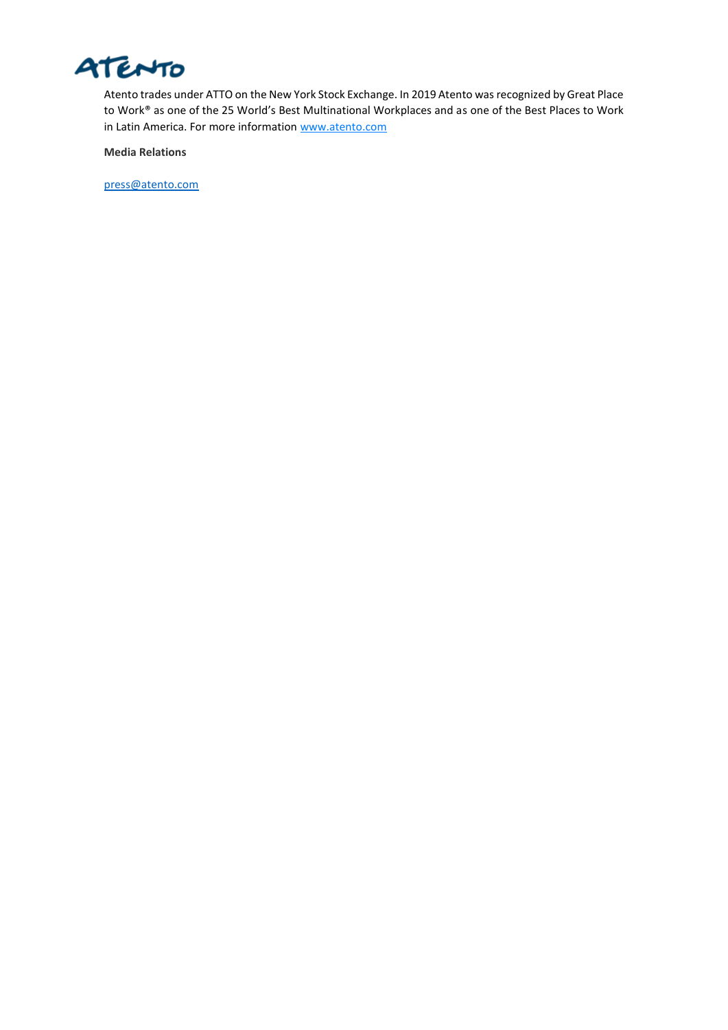Atento trades under ATTO on the New York Stock Exchange. In 2019 Atento was recognized by Great Place to Work® as one of the 25 World's Best Multinational Workplaces and as one of the Best Places to Work in Latin America. For more information www.atento.com

**Media Relations**

press@atento.com